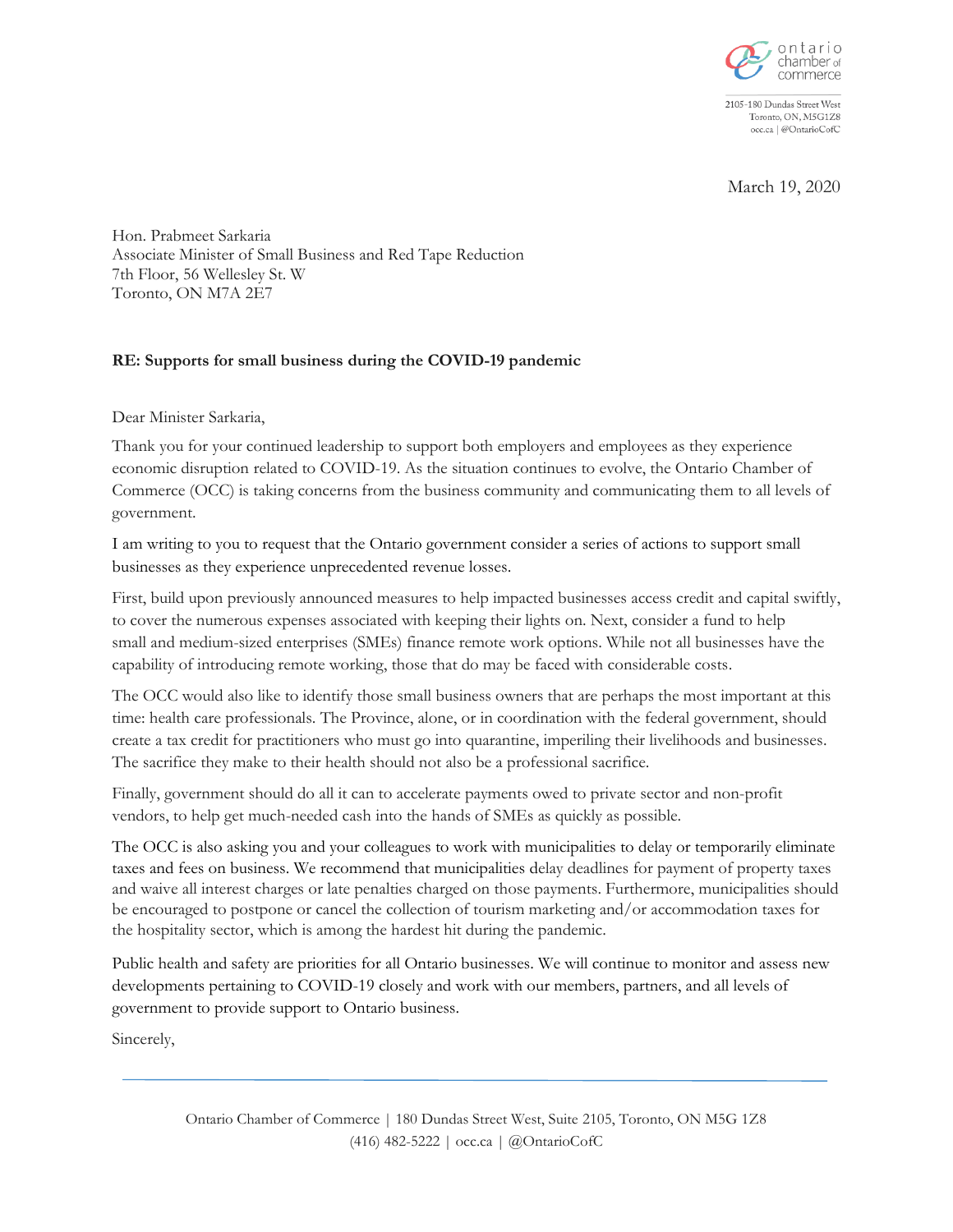ontario chamber of commerce

2105-180 Dundas Street West
Toronto, ON, M5G1Z8
occ.ca | @OntarioCofC

March 19, 2020

Hon. Prabmeet Sarkaria
Associate Minister of Small Business and Red Tape Reduction
7th Floor, 56 Wellesley St. W
Toronto, ON M7A 2E7

**RE: Supports for small business during the COVID-19 pandemic**

Dear Minister Sarkaria,

Thank you for your continued leadership to support both employers and employees as they experience economic disruption related to COVID-19. As the situation continues to evolve, the Ontario Chamber of Commerce (OCC) is taking concerns from the business community and communicating them to all levels of government.

I am writing to you to request that the Ontario government consider a series of actions to support small businesses as they experience unprecedented revenue losses.

First, build upon previously announced measures to help impacted businesses access credit and capital swiftly, to cover the numerous expenses associated with keeping their lights on. Next, consider a fund to help small and medium-sized enterprises (SMEs) finance remote work options. While not all businesses have the capability of introducing remote working, those that do may be faced with considerable costs.

The OCC would also like to identify those small business owners that are perhaps the most important at this time: health care professionals. The Province, alone, or in coordination with the federal government, should create a tax credit for practitioners who must go into quarantine, imperiling their livelihoods and businesses. The sacrifice they make to their health should not also be a professional sacrifice.

Finally, government should do all it can to accelerate payments owed to private sector and non-profit vendors, to help get much-needed cash into the hands of SMEs as quickly as possible.

The OCC is also asking you and your colleagues to work with municipalities to delay or temporarily eliminate taxes and fees on business. We recommend that municipalities delay deadlines for payment of property taxes and waive all interest charges or late penalties charged on those payments. Furthermore, municipalities should be encouraged to postpone or cancel the collection of tourism marketing and/or accommodation taxes for the hospitality sector, which is among the hardest hit during the pandemic.

Public health and safety are priorities for all Ontario businesses. We will continue to monitor and assess new developments pertaining to COVID-19 closely and work with our members, partners, and all levels of government to provide support to Ontario business.

Sincerely,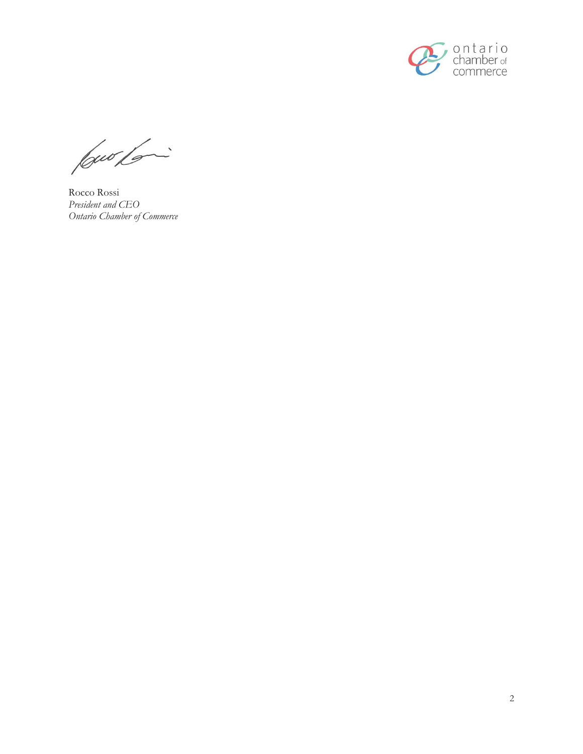Rocco Rossi
*President and CEO*
*Ontario Chamber of Commerce*